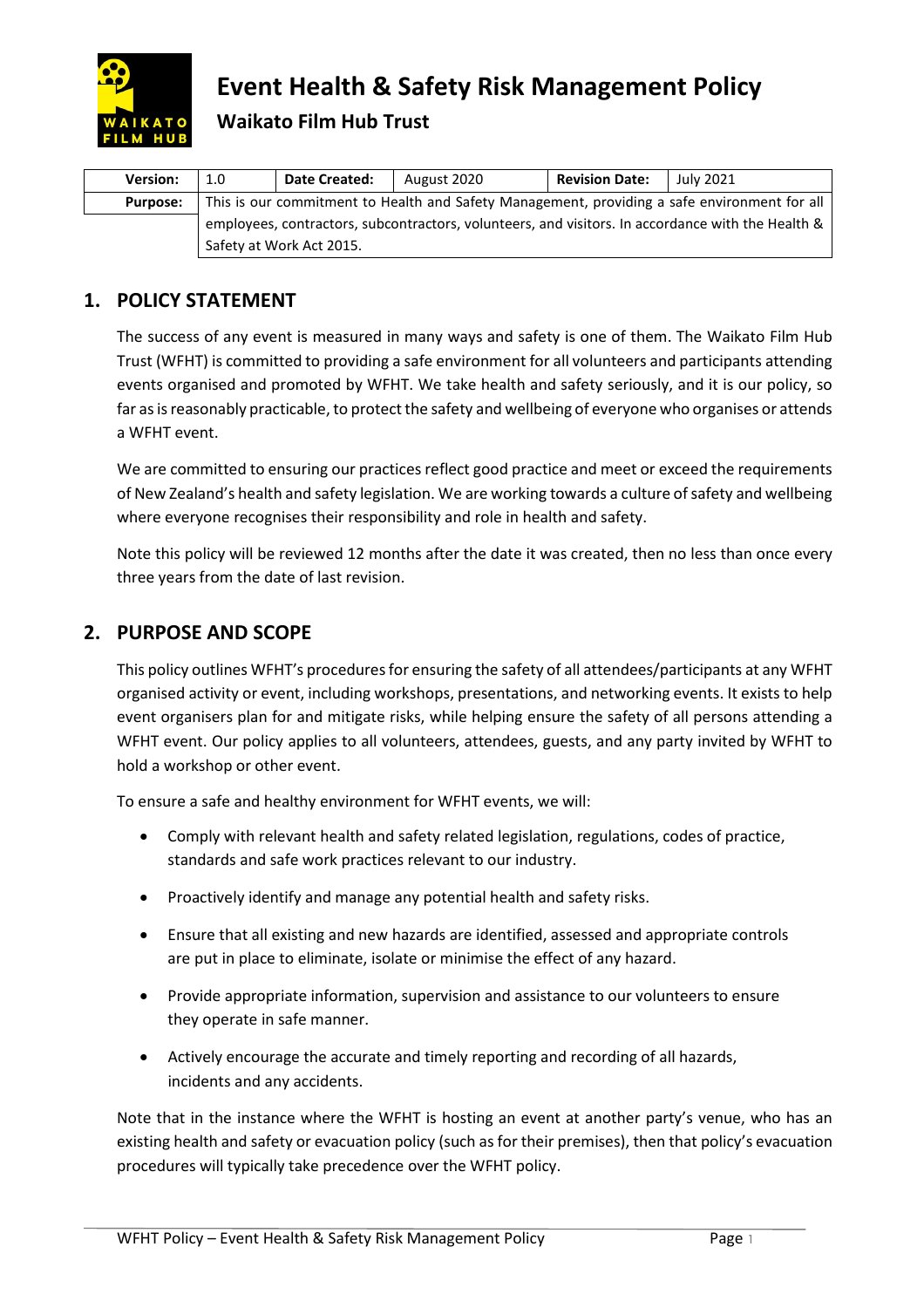# Event Health & Safety Risk Management Policy

## Waikato Film Hub Trust

| Version: | 1.0 | Date Created: | August 2020 | Revision Date: | July 2021 |
|---|---|---|---|---|---|
| Purpose: | This is our commitment to Health and Safety Management, providing a safe environment for all employees, contractors, subcontractors, volunteers, and visitors. In accordance with the Health & Safety at Work Act 2015. | | | | |

## 1. POLICY STATEMENT

The success of any event is measured in many ways and safety is one of them. The Waikato Film Hub Trust (WFHT) is committed to providing a safe environment for all volunteers and participants attending events organised and promoted by WFHT. We take health and safety seriously, and it is our policy, so far as is reasonably practicable, to protect the safety and wellbeing of everyone who organises or attends a WFHT event.

We are committed to ensuring our practices reflect good practice and meet or exceed the requirements of New Zealand's health and safety legislation. We are working towards a culture of safety and wellbeing where everyone recognises their responsibility and role in health and safety.

Note this policy will be reviewed 12 months after the date it was created, then no less than once every three years from the date of last revision.

## 2. PURPOSE AND SCOPE

This policy outlines WFHT's procedures for ensuring the safety of all attendees/participants at any WFHT organised activity or event, including workshops, presentations, and networking events. It exists to help event organisers plan for and mitigate risks, while helping ensure the safety of all persons attending a WFHT event. Our policy applies to all volunteers, attendees, guests, and any party invited by WFHT to hold a workshop or other event.

To ensure a safe and healthy environment for WFHT events, we will:

- Comply with relevant health and safety related legislation, regulations, codes of practice, standards and safe work practices relevant to our industry.
- Proactively identify and manage any potential health and safety risks.
- Ensure that all existing and new hazards are identified, assessed and appropriate controls are put in place to eliminate, isolate or minimise the effect of any hazard.
- Provide appropriate information, supervision and assistance to our volunteers to ensure they operate in safe manner.
- Actively encourage the accurate and timely reporting and recording of all hazards, incidents and any accidents.

Note that in the instance where the WFHT is hosting an event at another party's venue, who has an existing health and safety or evacuation policy (such as for their premises), then that policy's evacuation procedures will typically take precedence over the WFHT policy.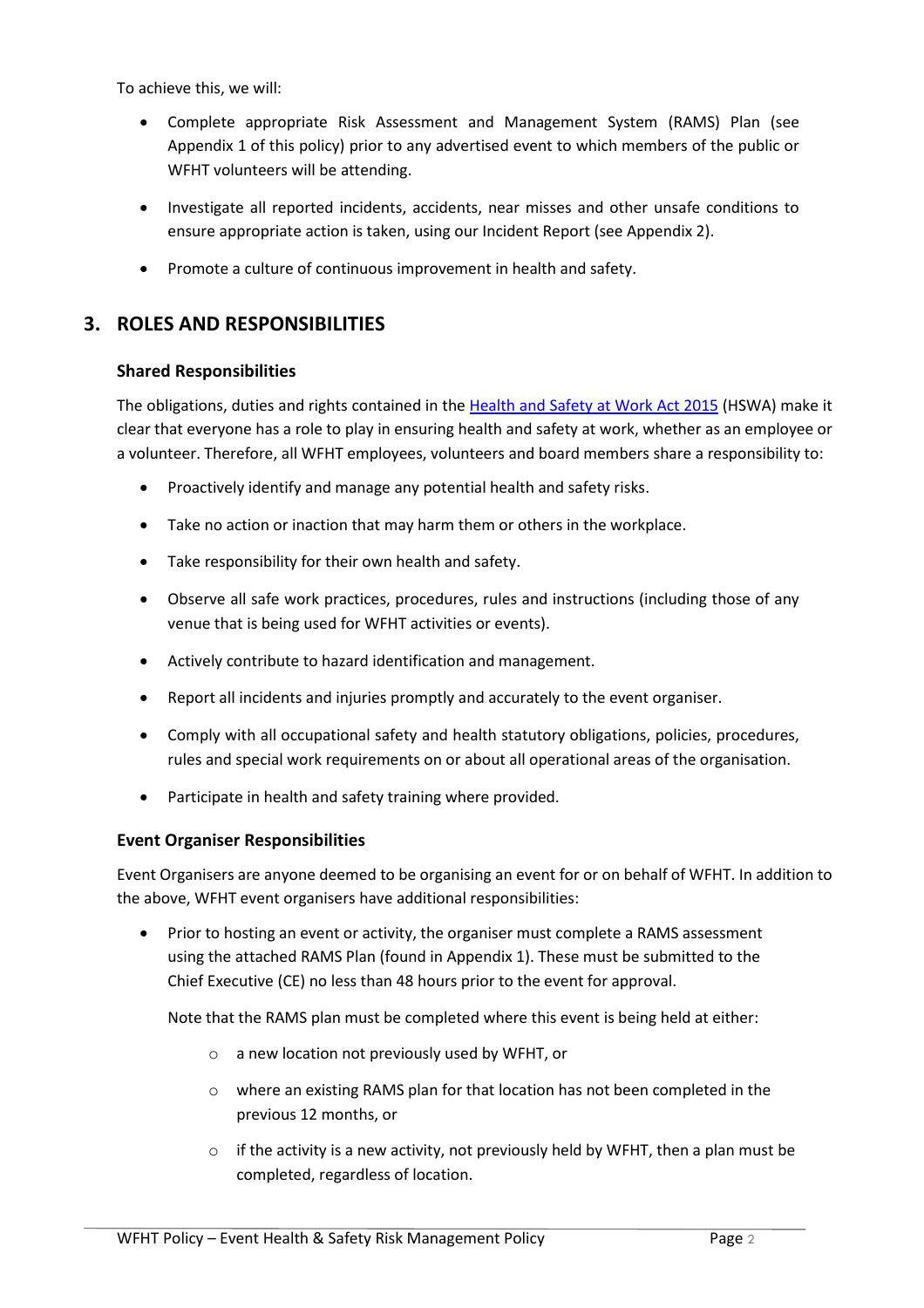To achieve this, we will:

- Complete appropriate Risk Assessment and Management System (RAMS) Plan (see Appendix 1 of this policy) prior to any advertised event to which members of the public or WFHT volunteers will be attending.
- Investigate all reported incidents, accidents, near misses and other unsafe conditions to ensure appropriate action is taken, using our Incident Report (see Appendix 2).
- Promote a culture of continuous improvement in health and safety.

## 3. ROLES AND RESPONSIBILITIES

### Shared Responsibilities

The obligations, duties and rights contained in the [Health and Safety at Work Act 2015](Health and Safety at Work Act 2015) (HSWA) make it clear that everyone has a role to play in ensuring health and safety at work, whether as an employee or a volunteer. Therefore, all WFHT employees, volunteers and board members share a responsibility to:

- Proactively identify and manage any potential health and safety risks.
- Take no action or inaction that may harm them or others in the workplace.
- Take responsibility for their own health and safety.
- Observe all safe work practices, procedures, rules and instructions (including those of any venue that is being used for WFHT activities or events).
- Actively contribute to hazard identification and management.
- Report all incidents and injuries promptly and accurately to the event organiser.
- Comply with all occupational safety and health statutory obligations, policies, procedures, rules and special work requirements on or about all operational areas of the organisation.
- Participate in health and safety training where provided.

### Event Organiser Responsibilities

Event Organisers are anyone deemed to be organising an event for or on behalf of WFHT. In addition to the above, WFHT event organisers have additional responsibilities:

- Prior to hosting an event or activity, the organiser must complete a RAMS assessment using the attached RAMS Plan (found in Appendix 1). These must be submitted to the Chief Executive (CE) no less than 48 hours prior to the event for approval.

  Note that the RAMS plan must be completed where this event is being held at either:

  - a new location not previously used by WFHT, or
  - where an existing RAMS plan for that location has not been completed in the previous 12 months, or
  - if the activity is a new activity, not previously held by WFHT, then a plan must be completed, regardless of location.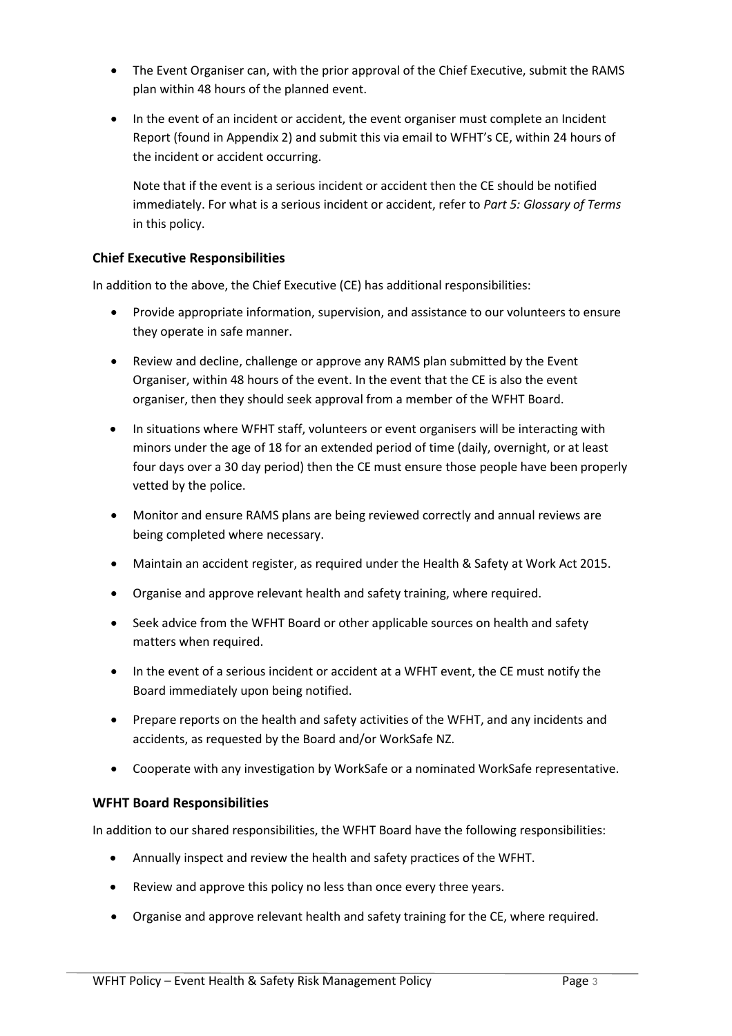- The Event Organiser can, with the prior approval of the Chief Executive, submit the RAMS plan within 48 hours of the planned event.
- In the event of an incident or accident, the event organiser must complete an Incident Report (found in Appendix 2) and submit this via email to WFHT's CE, within 24 hours of the incident or accident occurring.

  Note that if the event is a serious incident or accident then the CE should be notified immediately. For what is a serious incident or accident, refer to *Part 5: Glossary of Terms* in this policy.

### Chief Executive Responsibilities

In addition to the above, the Chief Executive (CE) has additional responsibilities:

- Provide appropriate information, supervision, and assistance to our volunteers to ensure they operate in safe manner.
- Review and decline, challenge or approve any RAMS plan submitted by the Event Organiser, within 48 hours of the event. In the event that the CE is also the event organiser, then they should seek approval from a member of the WFHT Board.
- In situations where WFHT staff, volunteers or event organisers will be interacting with minors under the age of 18 for an extended period of time (daily, overnight, or at least four days over a 30 day period) then the CE must ensure those people have been properly vetted by the police.
- Monitor and ensure RAMS plans are being reviewed correctly and annual reviews are being completed where necessary.
- Maintain an accident register, as required under the Health & Safety at Work Act 2015.
- Organise and approve relevant health and safety training, where required.
- Seek advice from the WFHT Board or other applicable sources on health and safety matters when required.
- In the event of a serious incident or accident at a WFHT event, the CE must notify the Board immediately upon being notified.
- Prepare reports on the health and safety activities of the WFHT, and any incidents and accidents, as requested by the Board and/or WorkSafe NZ.
- Cooperate with any investigation by WorkSafe or a nominated WorkSafe representative.

### WFHT Board Responsibilities

In addition to our shared responsibilities, the WFHT Board have the following responsibilities:

- Annually inspect and review the health and safety practices of the WFHT.
- Review and approve this policy no less than once every three years.
- Organise and approve relevant health and safety training for the CE, where required.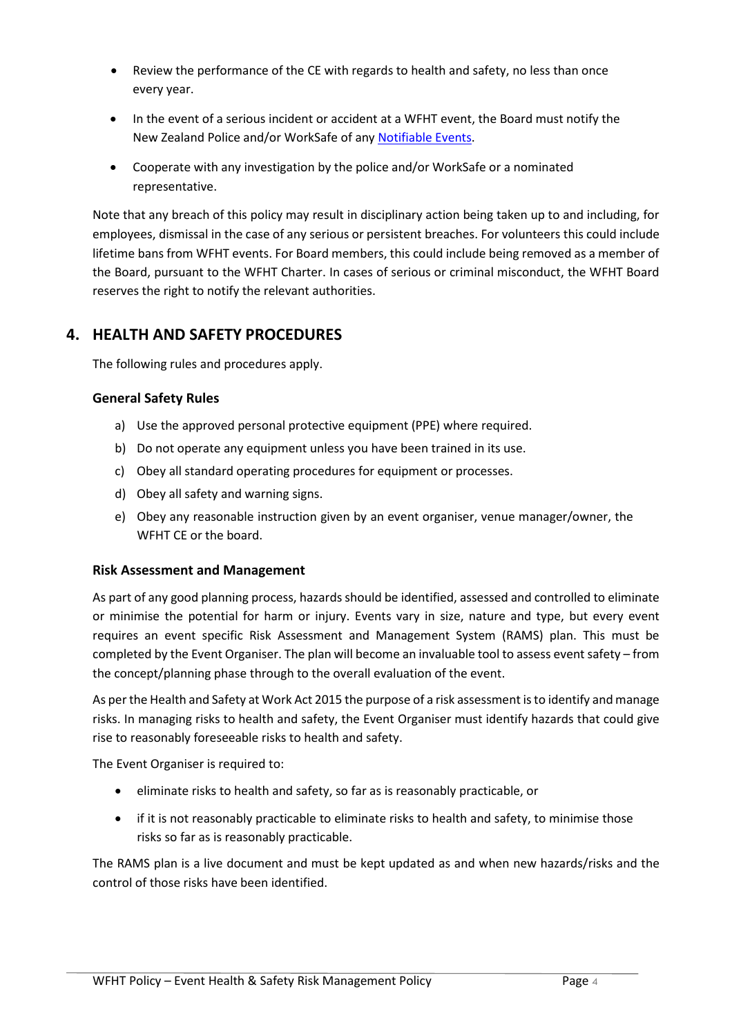- Review the performance of the CE with regards to health and safety, no less than once every year.
- In the event of a serious incident or accident at a WFHT event, the Board must notify the New Zealand Police and/or WorkSafe of any Notifiable Events.
- Cooperate with any investigation by the police and/or WorkSafe or a nominated representative.

Note that any breach of this policy may result in disciplinary action being taken up to and including, for employees, dismissal in the case of any serious or persistent breaches. For volunteers this could include lifetime bans from WFHT events. For Board members, this could include being removed as a member of the Board, pursuant to the WFHT Charter. In cases of serious or criminal misconduct, the WFHT Board reserves the right to notify the relevant authorities.

## 4. HEALTH AND SAFETY PROCEDURES

The following rules and procedures apply.

### General Safety Rules

a) Use the approved personal protective equipment (PPE) where required.
b) Do not operate any equipment unless you have been trained in its use.
c) Obey all standard operating procedures for equipment or processes.
d) Obey all safety and warning signs.
e) Obey any reasonable instruction given by an event organiser, venue manager/owner, the WFHT CE or the board.

### Risk Assessment and Management

As part of any good planning process, hazards should be identified, assessed and controlled to eliminate or minimise the potential for harm or injury. Events vary in size, nature and type, but every event requires an event specific Risk Assessment and Management System (RAMS) plan. This must be completed by the Event Organiser. The plan will become an invaluable tool to assess event safety – from the concept/planning phase through to the overall evaluation of the event.

As per the Health and Safety at Work Act 2015 the purpose of a risk assessment is to identify and manage risks. In managing risks to health and safety, the Event Organiser must identify hazards that could give rise to reasonably foreseeable risks to health and safety.

The Event Organiser is required to:

- eliminate risks to health and safety, so far as is reasonably practicable, or
- if it is not reasonably practicable to eliminate risks to health and safety, to minimise those risks so far as is reasonably practicable.

The RAMS plan is a live document and must be kept updated as and when new hazards/risks and the control of those risks have been identified.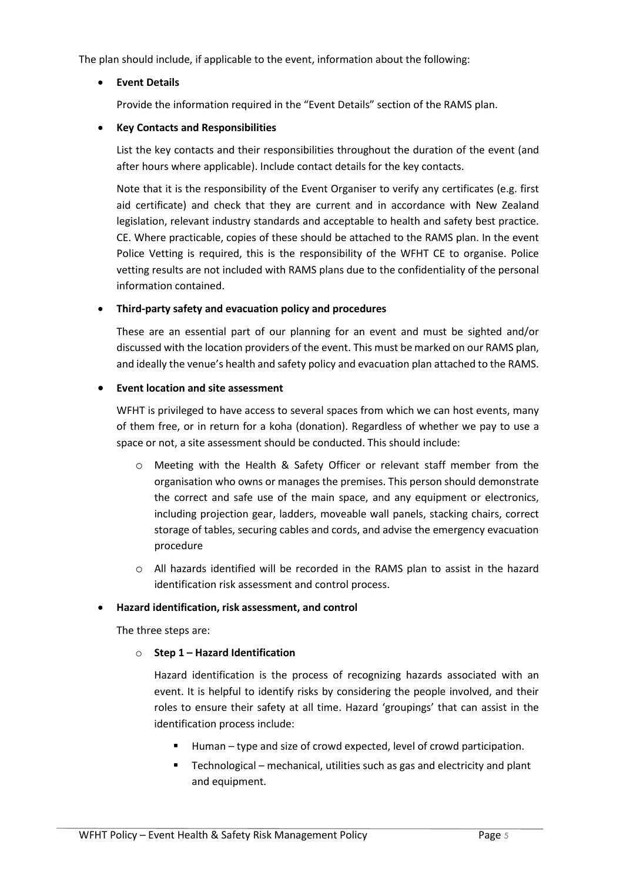The plan should include, if applicable to the event, information about the following:

- **Event Details**

  Provide the information required in the "Event Details" section of the RAMS plan.

- **Key Contacts and Responsibilities**

  List the key contacts and their responsibilities throughout the duration of the event (and after hours where applicable). Include contact details for the key contacts.

  Note that it is the responsibility of the Event Organiser to verify any certificates (e.g. first aid certificate) and check that they are current and in accordance with New Zealand legislation, relevant industry standards and acceptable to health and safety best practice. CE. Where practicable, copies of these should be attached to the RAMS plan. In the event Police Vetting is required, this is the responsibility of the WFHT CE to organise. Police vetting results are not included with RAMS plans due to the confidentiality of the personal information contained.

- **Third-party safety and evacuation policy and procedures**

  These are an essential part of our planning for an event and must be sighted and/or discussed with the location providers of the event. This must be marked on our RAMS plan, and ideally the venue's health and safety policy and evacuation plan attached to the RAMS.

- **Event location and site assessment**

  WFHT is privileged to have access to several spaces from which we can host events, many of them free, or in return for a koha (donation). Regardless of whether we pay to use a space or not, a site assessment should be conducted. This should include:

  - Meeting with the Health & Safety Officer or relevant staff member from the organisation who owns or manages the premises. This person should demonstrate the correct and safe use of the main space, and any equipment or electronics, including projection gear, ladders, moveable wall panels, stacking chairs, correct storage of tables, securing cables and cords, and advise the emergency evacuation procedure
  - All hazards identified will be recorded in the RAMS plan to assist in the hazard identification risk assessment and control process.

- **Hazard identification, risk assessment, and control**

  The three steps are:

  - **Step 1 – Hazard Identification**

    Hazard identification is the process of recognizing hazards associated with an event. It is helpful to identify risks by considering the people involved, and their roles to ensure their safety at all time. Hazard 'groupings' that can assist in the identification process include:

    - Human – type and size of crowd expected, level of crowd participation.
    - Technological – mechanical, utilities such as gas and electricity and plant and equipment.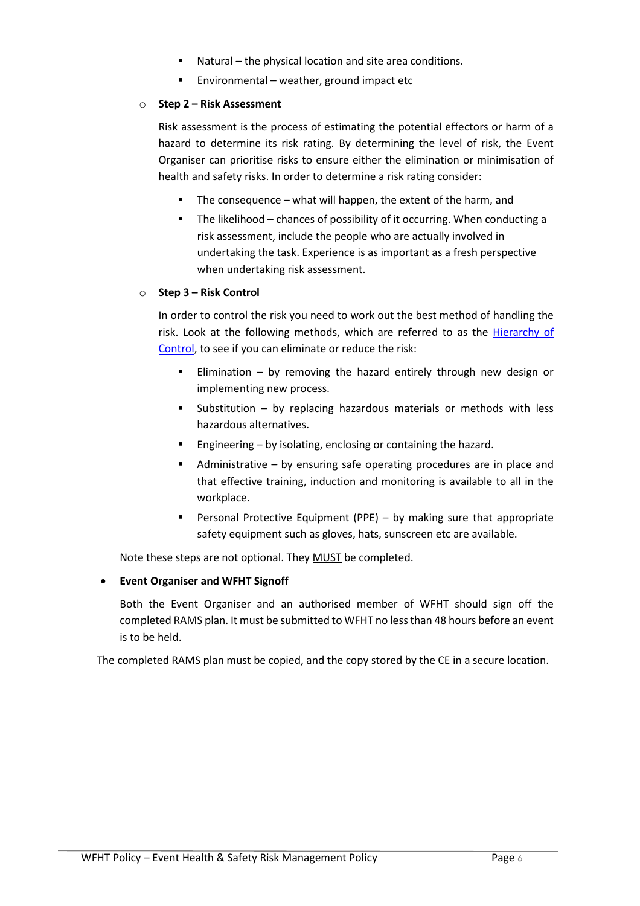- Natural – the physical location and site area conditions.
    - Environmental – weather, ground impact etc

  - **Step 2 – Risk Assessment**

    Risk assessment is the process of estimating the potential effectors or harm of a hazard to determine its risk rating. By determining the level of risk, the Event Organiser can prioritise risks to ensure either the elimination or minimisation of health and safety risks. In order to determine a risk rating consider:

    - The consequence – what will happen, the extent of the harm, and
    - The likelihood – chances of possibility of it occurring. When conducting a risk assessment, include the people who are actually involved in undertaking the task. Experience is as important as a fresh perspective when undertaking risk assessment.

  - **Step 3 – Risk Control**

    In order to control the risk you need to work out the best method of handling the risk. Look at the following methods, which are referred to as the Hierarchy of Control, to see if you can eliminate or reduce the risk:

    - Elimination – by removing the hazard entirely through new design or implementing new process.
    - Substitution – by replacing hazardous materials or methods with less hazardous alternatives.
    - Engineering – by isolating, enclosing or containing the hazard.
    - Administrative – by ensuring safe operating procedures are in place and that effective training, induction and monitoring is available to all in the workplace.
    - Personal Protective Equipment (PPE) – by making sure that appropriate safety equipment such as gloves, hats, sunscreen etc are available.

  Note these steps are not optional. They MUST be completed.

- **Event Organiser and WFHT Signoff**

  Both the Event Organiser and an authorised member of WFHT should sign off the completed RAMS plan. It must be submitted to WFHT no less than 48 hours before an event is to be held.

The completed RAMS plan must be copied, and the copy stored by the CE in a secure location.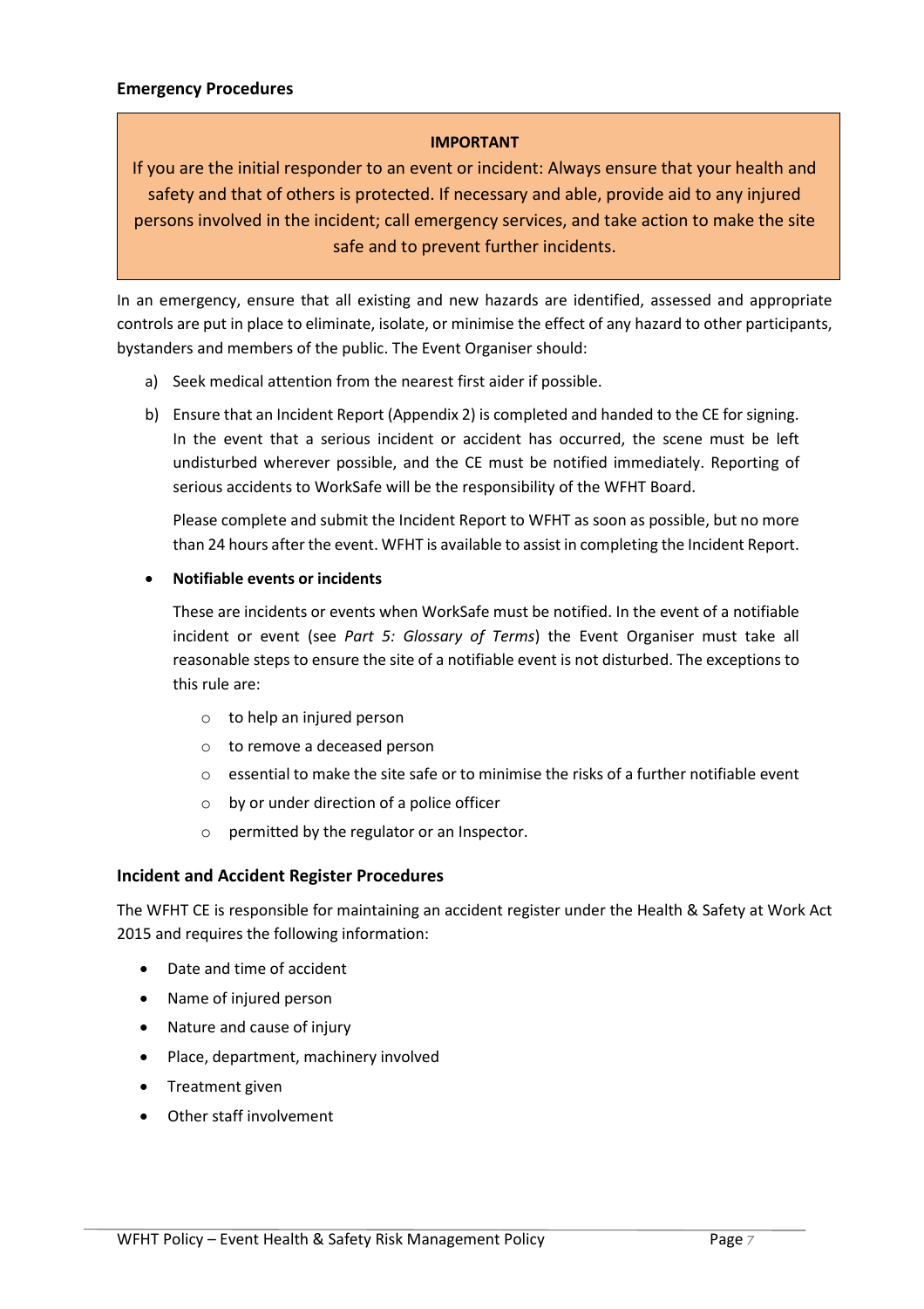## Emergency Procedures

> **IMPORTANT**
>
> If you are the initial responder to an event or incident: Always ensure that your health and safety and that of others is protected. If necessary and able, provide aid to any injured persons involved in the incident; call emergency services, and take action to make the site safe and to prevent further incidents.

In an emergency, ensure that all existing and new hazards are identified, assessed and appropriate controls are put in place to eliminate, isolate, or minimise the effect of any hazard to other participants, bystanders and members of the public. The Event Organiser should:

a) Seek medical attention from the nearest first aider if possible.

b) Ensure that an Incident Report (Appendix 2) is completed and handed to the CE for signing. In the event that a serious incident or accident has occurred, the scene must be left undisturbed wherever possible, and the CE must be notified immediately. Reporting of serious accidents to WorkSafe will be the responsibility of the WFHT Board.

   Please complete and submit the Incident Report to WFHT as soon as possible, but no more than 24 hours after the event. WFHT is available to assist in completing the Incident Report.

- **Notifiable events or incidents**

  These are incidents or events when WorkSafe must be notified. In the event of a notifiable incident or event (see *Part 5: Glossary of Terms*) the Event Organiser must take all reasonable steps to ensure the site of a notifiable event is not disturbed. The exceptions to this rule are:

  - to help an injured person
  - to remove a deceased person
  - essential to make the site safe or to minimise the risks of a further notifiable event
  - by or under direction of a police officer
  - permitted by the regulator or an Inspector.

## Incident and Accident Register Procedures

The WFHT CE is responsible for maintaining an accident register under the Health & Safety at Work Act 2015 and requires the following information:

- Date and time of accident
- Name of injured person
- Nature and cause of injury
- Place, department, machinery involved
- Treatment given
- Other staff involvement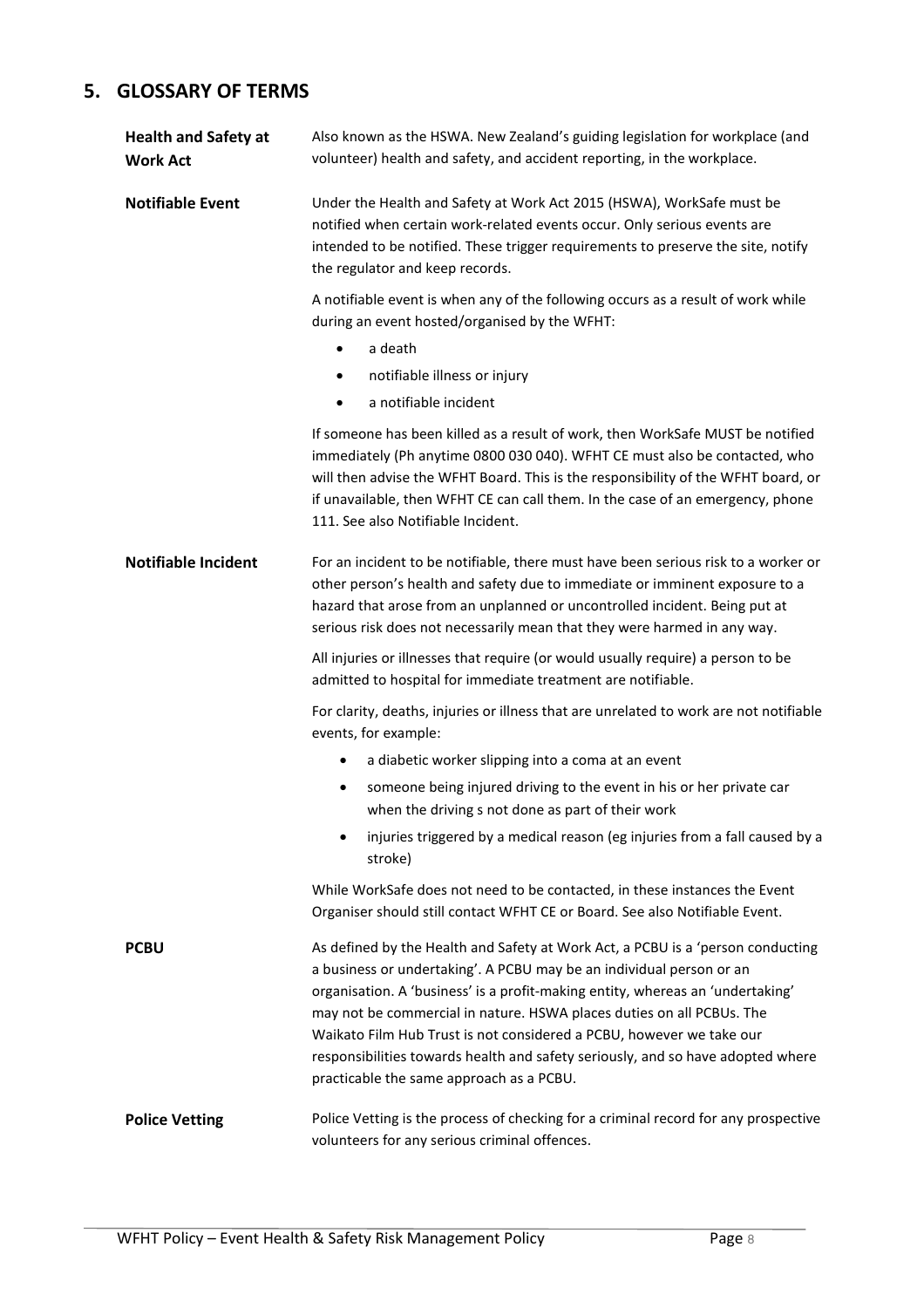## 5. GLOSSARY OF TERMS

**Health and Safety at Work Act**

Also known as the HSWA. New Zealand's guiding legislation for workplace (and volunteer) health and safety, and accident reporting, in the workplace.

**Notifiable Event**

Under the Health and Safety at Work Act 2015 (HSWA), WorkSafe must be notified when certain work-related events occur. Only serious events are intended to be notified. These trigger requirements to preserve the site, notify the regulator and keep records.

A notifiable event is when any of the following occurs as a result of work while during an event hosted/organised by the WFHT:

- a death
- notifiable illness or injury
- a notifiable incident

If someone has been killed as a result of work, then WorkSafe MUST be notified immediately (Ph anytime 0800 030 040). WFHT CE must also be contacted, who will then advise the WFHT Board. This is the responsibility of the WFHT board, or if unavailable, then WFHT CE can call them. In the case of an emergency, phone 111. See also Notifiable Incident.

**Notifiable Incident**

For an incident to be notifiable, there must have been serious risk to a worker or other person's health and safety due to immediate or imminent exposure to a hazard that arose from an unplanned or uncontrolled incident. Being put at serious risk does not necessarily mean that they were harmed in any way.

All injuries or illnesses that require (or would usually require) a person to be admitted to hospital for immediate treatment are notifiable.

For clarity, deaths, injuries or illness that are unrelated to work are not notifiable events, for example:

- a diabetic worker slipping into a coma at an event
- someone being injured driving to the event in his or her private car when the driving s not done as part of their work
- injuries triggered by a medical reason (eg injuries from a fall caused by a stroke)

While WorkSafe does not need to be contacted, in these instances the Event Organiser should still contact WFHT CE or Board. See also Notifiable Event.

**PCBU**

As defined by the Health and Safety at Work Act, a PCBU is a 'person conducting a business or undertaking'. A PCBU may be an individual person or an organisation. A 'business' is a profit-making entity, whereas an 'undertaking' may not be commercial in nature. HSWA places duties on all PCBUs. The Waikato Film Hub Trust is not considered a PCBU, however we take our responsibilities towards health and safety seriously, and so have adopted where practicable the same approach as a PCBU.

**Police Vetting**

Police Vetting is the process of checking for a criminal record for any prospective volunteers for any serious criminal offences.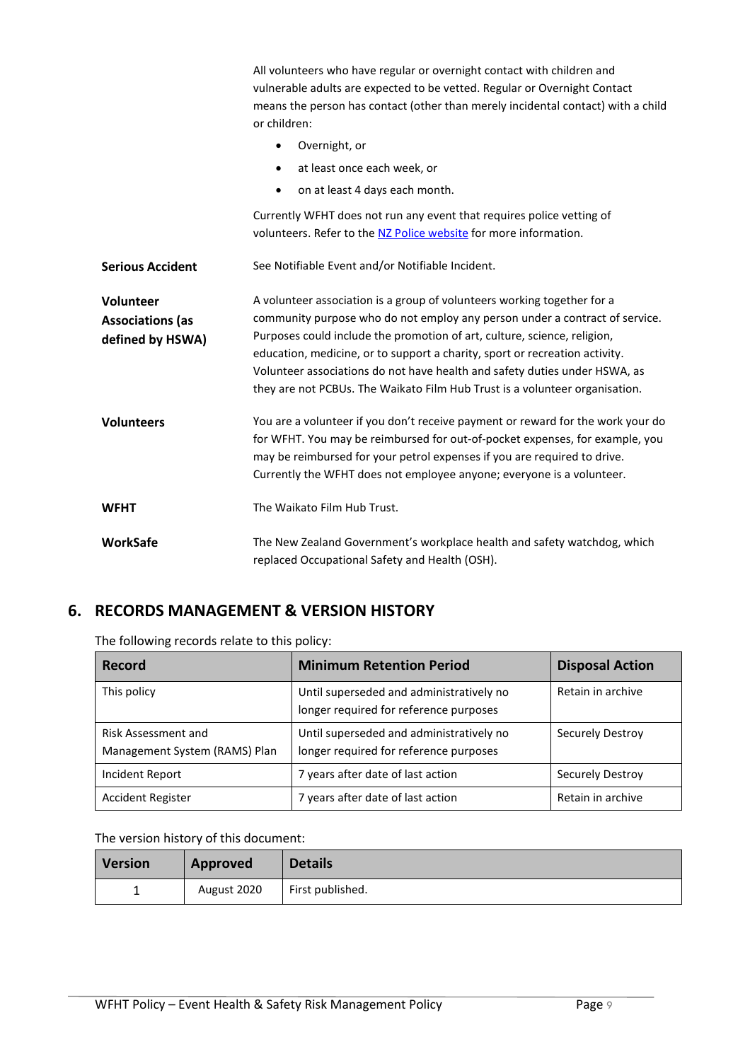All volunteers who have regular or overnight contact with children and vulnerable adults are expected to be vetted. Regular or Overnight Contact means the person has contact (other than merely incidental contact) with a child or children:

- Overnight, or
- at least once each week, or
- on at least 4 days each month.

Currently WFHT does not run any event that requires police vetting of volunteers. Refer to the [NZ Police website]() for more information.

**Serious Accident**

See Notifiable Event and/or Notifiable Incident.

**Volunteer Associations (as defined by HSWA)**

A volunteer association is a group of volunteers working together for a community purpose who do not employ any person under a contract of service. Purposes could include the promotion of art, culture, science, religion, education, medicine, or to support a charity, sport or recreation activity. Volunteer associations do not have health and safety duties under HSWA, as they are not PCBUs. The Waikato Film Hub Trust is a volunteer organisation.

**Volunteers**

You are a volunteer if you don't receive payment or reward for the work your do for WFHT. You may be reimbursed for out-of-pocket expenses, for example, you may be reimbursed for your petrol expenses if you are required to drive. Currently the WFHT does not employee anyone; everyone is a volunteer.

**WFHT**

The Waikato Film Hub Trust.

**WorkSafe**

The New Zealand Government's workplace health and safety watchdog, which replaced Occupational Safety and Health (OSH).

## 6. RECORDS MANAGEMENT & VERSION HISTORY

The following records relate to this policy:

| Record | Minimum Retention Period | Disposal Action |
|---|---|---|
| This policy | Until superseded and administratively no longer required for reference purposes | Retain in archive |
| Risk Assessment and Management System (RAMS) Plan | Until superseded and administratively no longer required for reference purposes | Securely Destroy |
| Incident Report | 7 years after date of last action | Securely Destroy |
| Accident Register | 7 years after date of last action | Retain in archive |

The version history of this document:

| Version | Approved | Details |
|---|---|---|
| 1 | August 2020 | First published. |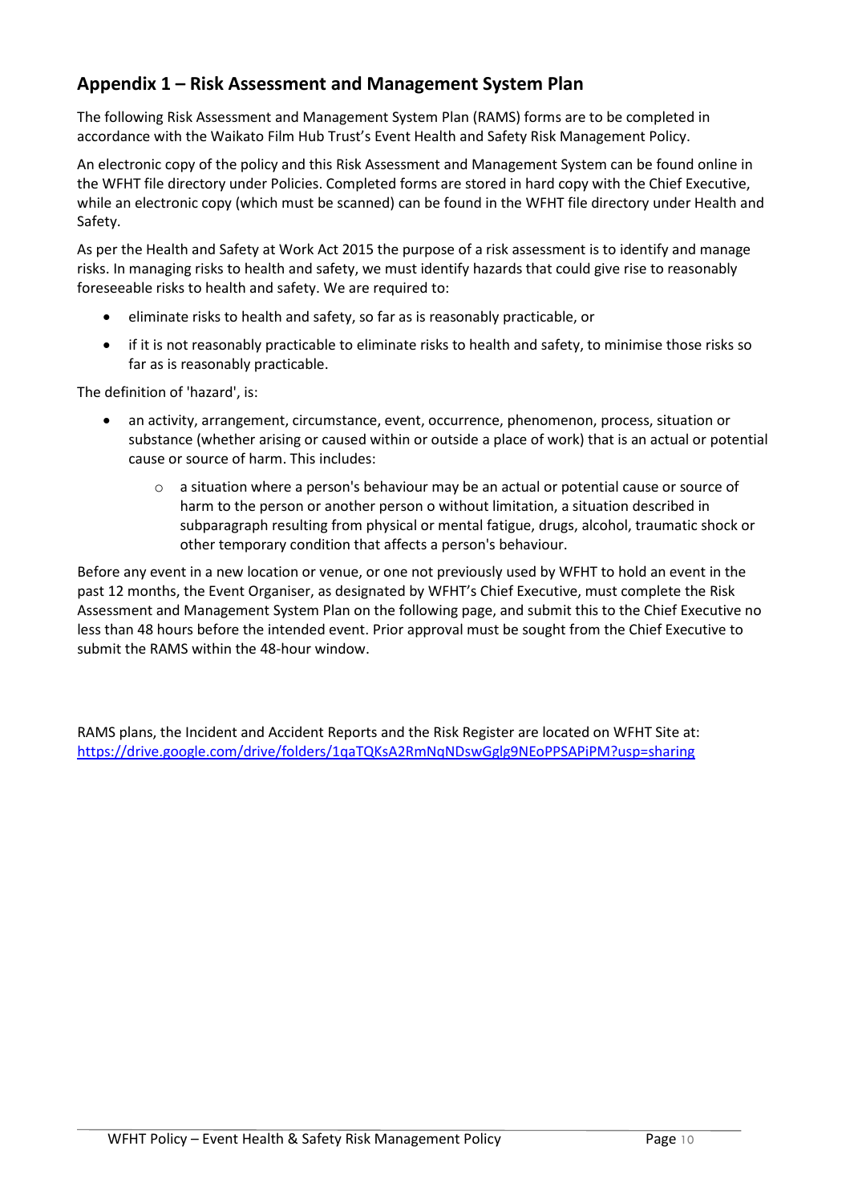## Appendix 1 – Risk Assessment and Management System Plan

The following Risk Assessment and Management System Plan (RAMS) forms are to be completed in accordance with the Waikato Film Hub Trust's Event Health and Safety Risk Management Policy.

An electronic copy of the policy and this Risk Assessment and Management System can be found online in the WFHT file directory under Policies. Completed forms are stored in hard copy with the Chief Executive, while an electronic copy (which must be scanned) can be found in the WFHT file directory under Health and Safety.

As per the Health and Safety at Work Act 2015 the purpose of a risk assessment is to identify and manage risks. In managing risks to health and safety, we must identify hazards that could give rise to reasonably foreseeable risks to health and safety. We are required to:

- eliminate risks to health and safety, so far as is reasonably practicable, or
- if it is not reasonably practicable to eliminate risks to health and safety, to minimise those risks so far as is reasonably practicable.

The definition of 'hazard', is:

- an activity, arrangement, circumstance, event, occurrence, phenomenon, process, situation or substance (whether arising or caused within or outside a place of work) that is an actual or potential cause or source of harm. This includes:
    - a situation where a person's behaviour may be an actual or potential cause or source of harm to the person or another person o without limitation, a situation described in subparagraph resulting from physical or mental fatigue, drugs, alcohol, traumatic shock or other temporary condition that affects a person's behaviour.

Before any event in a new location or venue, or one not previously used by WFHT to hold an event in the past 12 months, the Event Organiser, as designated by WFHT's Chief Executive, must complete the Risk Assessment and Management System Plan on the following page, and submit this to the Chief Executive no less than 48 hours before the intended event. Prior approval must be sought from the Chief Executive to submit the RAMS within the 48-hour window.

RAMS plans, the Incident and Accident Reports and the Risk Register are located on WFHT Site at: https://drive.google.com/drive/folders/1qaTQKsA2RmNqNDswGglg9NEoPPSAPiPM?usp=sharing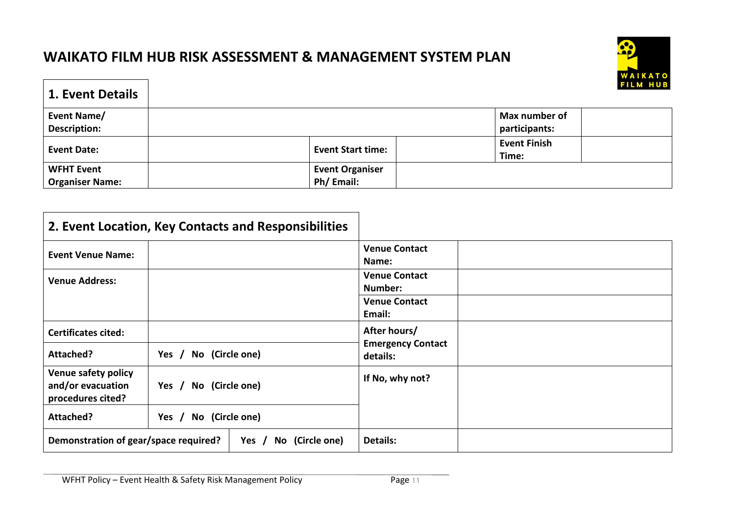# WAIKATO FILM HUB RISK ASSESSMENT & MANAGEMENT SYSTEM PLAN

## 1. Event Details

| **Event Name/ Description:** | | | | **Max number of participants:** | |
|---|---|---|---|---|---|
| **Event Date:** | | **Event Start time:** | | **Event Finish Time:** | |
| **WFHT Event Organiser Name:** | | **Event Organiser Ph/ Email:** | | | |

## 2. Event Location, Key Contacts and Responsibilities

| **Event Venue Name:** | | **Venue Contact Name:** | |
|---|---|---|---|
| **Venue Address:** | | **Venue Contact Number:** | |
| | | **Venue Contact Email:** | |
| **Certificates cited:** | | **After hours/ Emergency Contact details:** | |
| **Attached?** | Yes / No (Circle one) | | |
| **Venue safety policy and/or evacuation procedures cited?** | Yes / No (Circle one) | **If No, why not?** | |
| **Attached?** | Yes / No (Circle one) | | |
| **Demonstration of gear/space required?** | Yes / No (Circle one) | **Details:** | |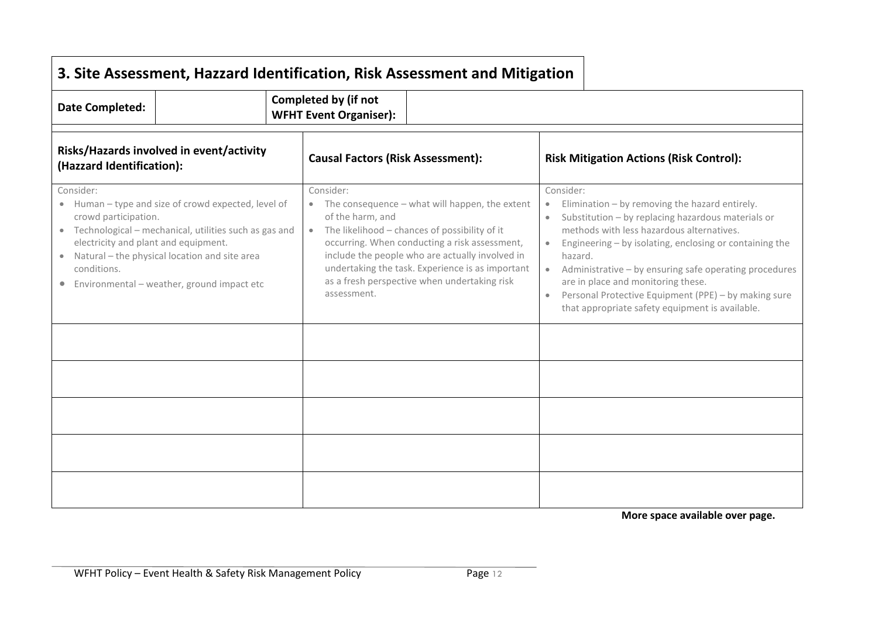## 3. Site Assessment, Hazzard Identification, Risk Assessment and Mitigation

| Date Completed: | | Completed by (if not WFHT Event Organiser): | |
|---|---|---|---|

| Risks/Hazards involved in event/activity (Hazzard Identification): | Causal Factors (Risk Assessment): | Risk Mitigation Actions (Risk Control): |
|---|---|---|
| Consider:<br>• Human – type and size of crowd expected, level of crowd participation.<br>• Technological – mechanical, utilities such as gas and electricity and plant and equipment.<br>• Natural – the physical location and site area conditions.<br>• Environmental – weather, ground impact etc | Consider:<br>• The consequence – what will happen, the extent of the harm, and<br>• The likelihood – chances of possibility of it occurring. When conducting a risk assessment, include the people who are actually involved in undertaking the task. Experience is as important as a fresh perspective when undertaking risk assessment. | Consider:<br>• Elimination – by removing the hazard entirely.<br>• Substitution – by replacing hazardous materials or methods with less hazardous alternatives.<br>• Engineering – by isolating, enclosing or containing the hazard.<br>• Administrative – by ensuring safe operating procedures are in place and monitoring these.<br>• Personal Protective Equipment (PPE) – by making sure that appropriate safety equipment is available. |
| | | |
| | | |
| | | |
| | | |
| | | |

**More space available over page.**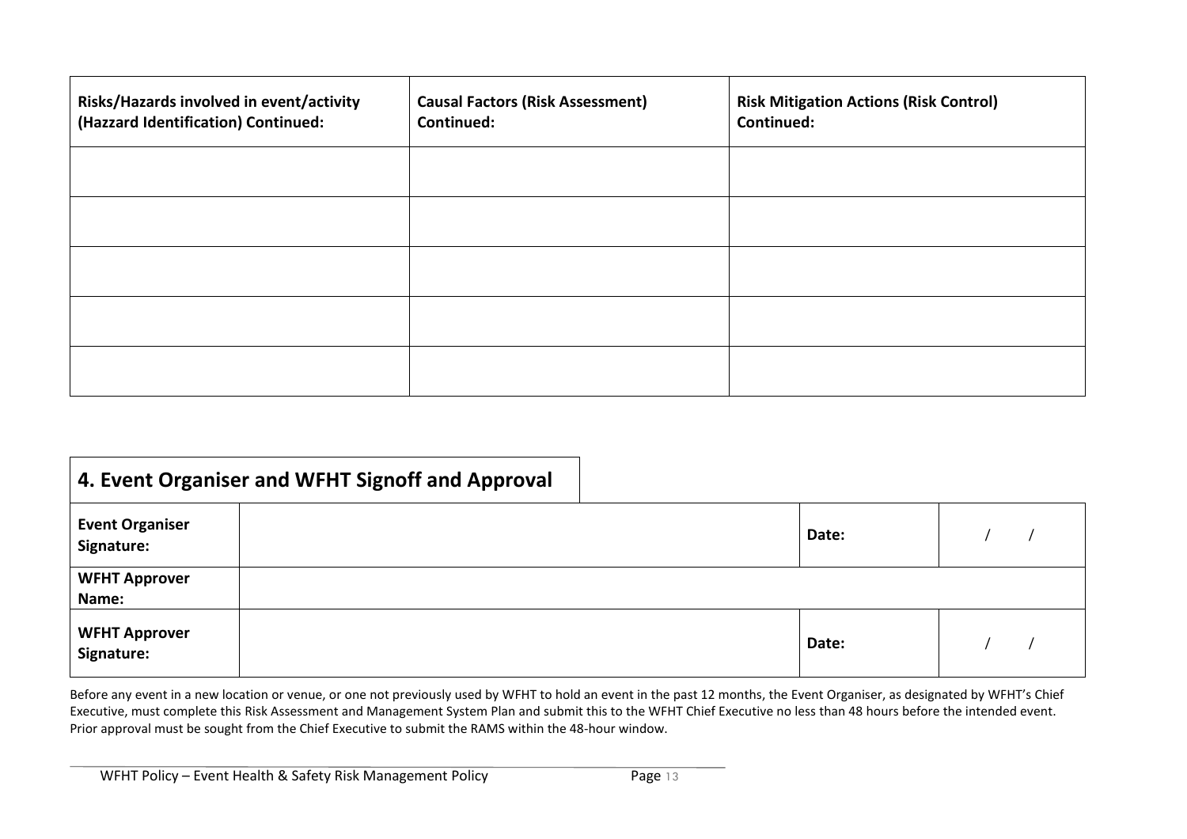| Risks/Hazards involved in event/activity (Hazzard Identification) Continued: | Causal Factors (Risk Assessment) Continued: | Risk Mitigation Actions (Risk Control) Continued: |
|---|---|---|
| | | |
| | | |
| | | |
| | | |
| | | |

## 4. Event Organiser and WFHT Signoff and Approval

| | | | |
|---|---|---|---|
| **Event Organiser Signature:** | | **Date:** | / / |
| **WFHT Approver Name:** | | | |
| **WFHT Approver Signature:** | | **Date:** | / / |

Before any event in a new location or venue, or one not previously used by WFHT to hold an event in the past 12 months, the Event Organiser, as designated by WFHT's Chief Executive, must complete this Risk Assessment and Management System Plan and submit this to the WFHT Chief Executive no less than 48 hours before the intended event. Prior approval must be sought from the Chief Executive to submit the RAMS within the 48-hour window.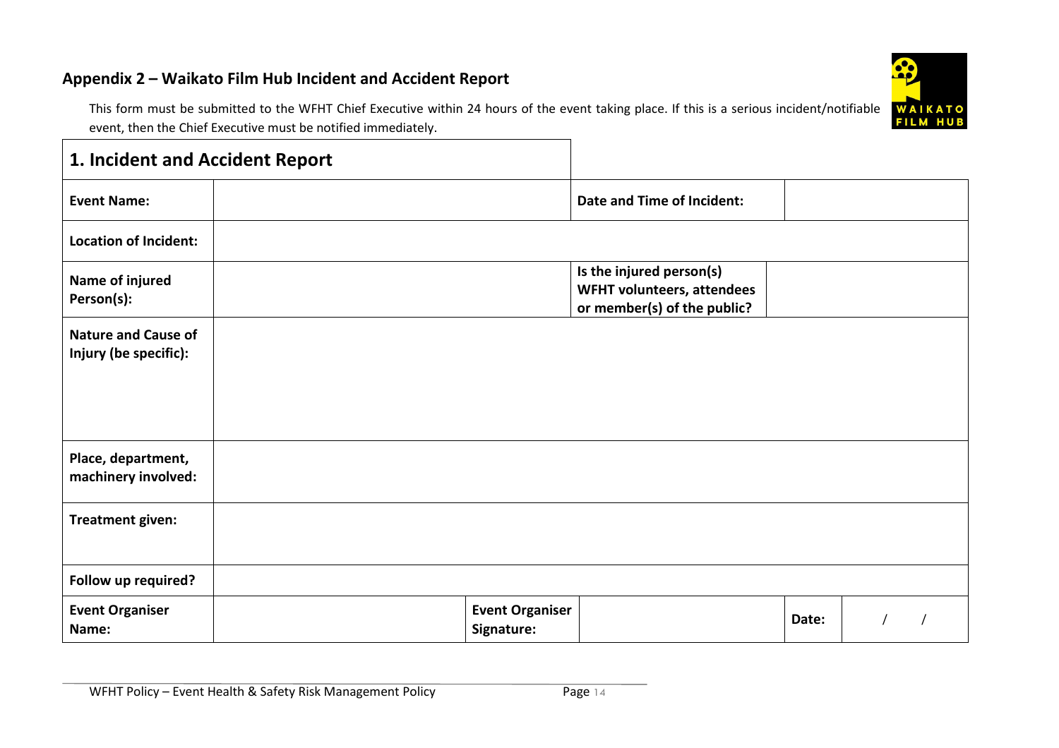## Appendix 2 – Waikato Film Hub Incident and Accident Report

This form must be submitted to the WFHT Chief Executive within 24 hours of the event taking place. If this is a serious incident/notifiable event, then the Chief Executive must be notified immediately.

| | | | | | |
|---|---|---|---|---|---|
| **1. Incident and Accident Report** | | | | | |
| **Event Name:** | | | **Date and Time of Incident:** | | |
| **Location of Incident:** | | | | | |
| **Name of injured Person(s):** | | | **Is the injured person(s) WFHT volunteers, attendees or member(s) of the public?** | | |
| **Nature and Cause of Injury (be specific):** | | | | | |
| **Place, department, machinery involved:** | | | | | |
| **Treatment given:** | | | | | |
| **Follow up required?** | | | | | |
| **Event Organiser Name:** | | **Event Organiser Signature:** | | **Date:** | / / |